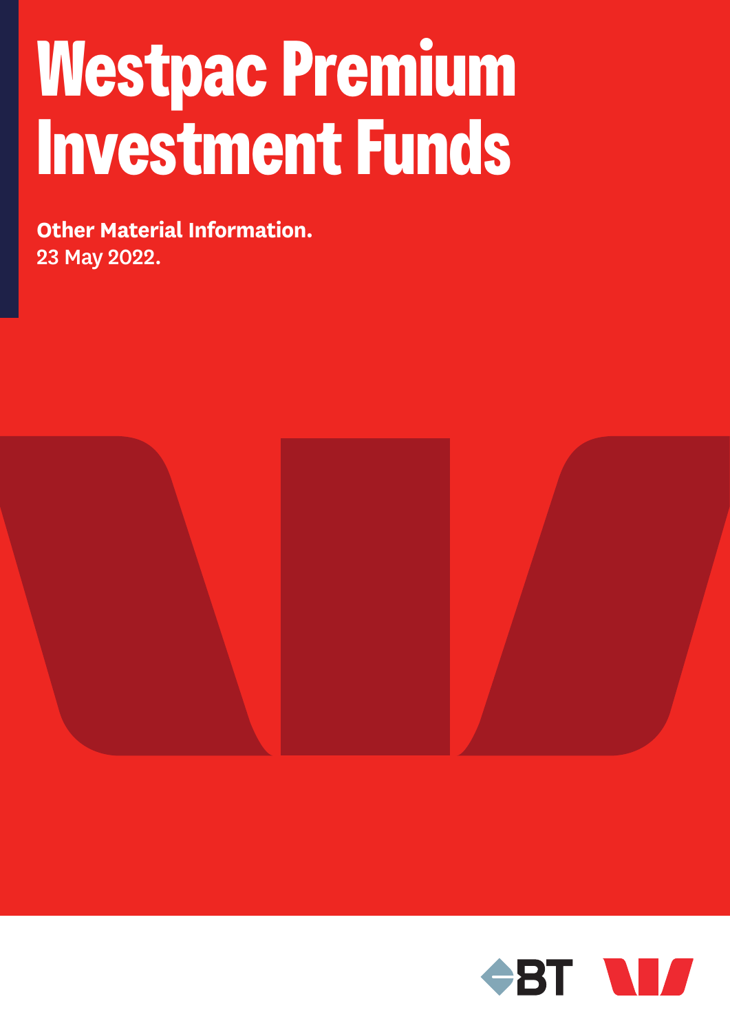# Westpac Premium Investment Funds

**Other Material Information.**
23 May 2022.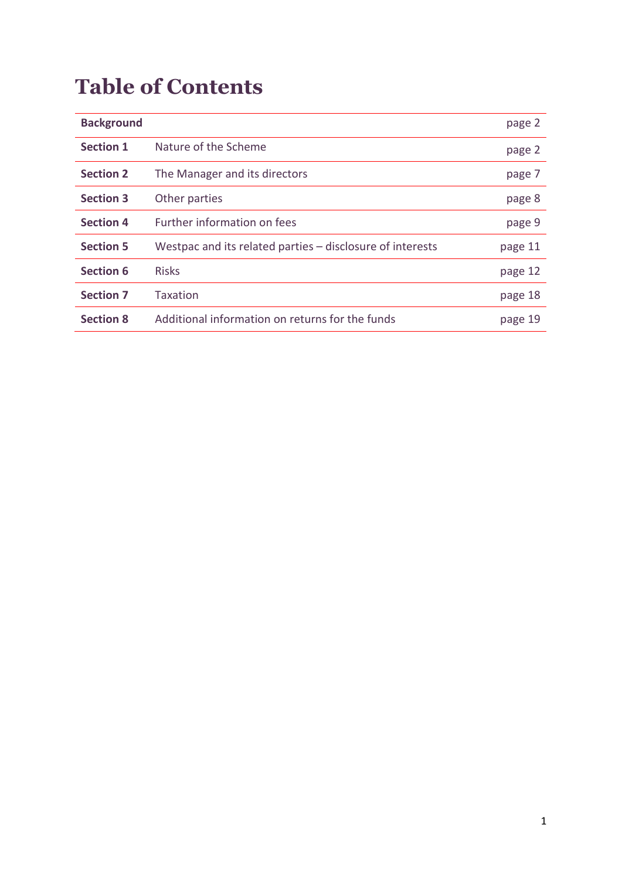# Table of Contents

| | | |
|---|---|---|
| **Background** | | page 2 |
| **Section 1** | Nature of the Scheme | page 2 |
| **Section 2** | The Manager and its directors | page 7 |
| **Section 3** | Other parties | page 8 |
| **Section 4** | Further information on fees | page 9 |
| **Section 5** | Westpac and its related parties – disclosure of interests | page 11 |
| **Section 6** | Risks | page 12 |
| **Section 7** | Taxation | page 18 |
| **Section 8** | Additional information on returns for the funds | page 19 |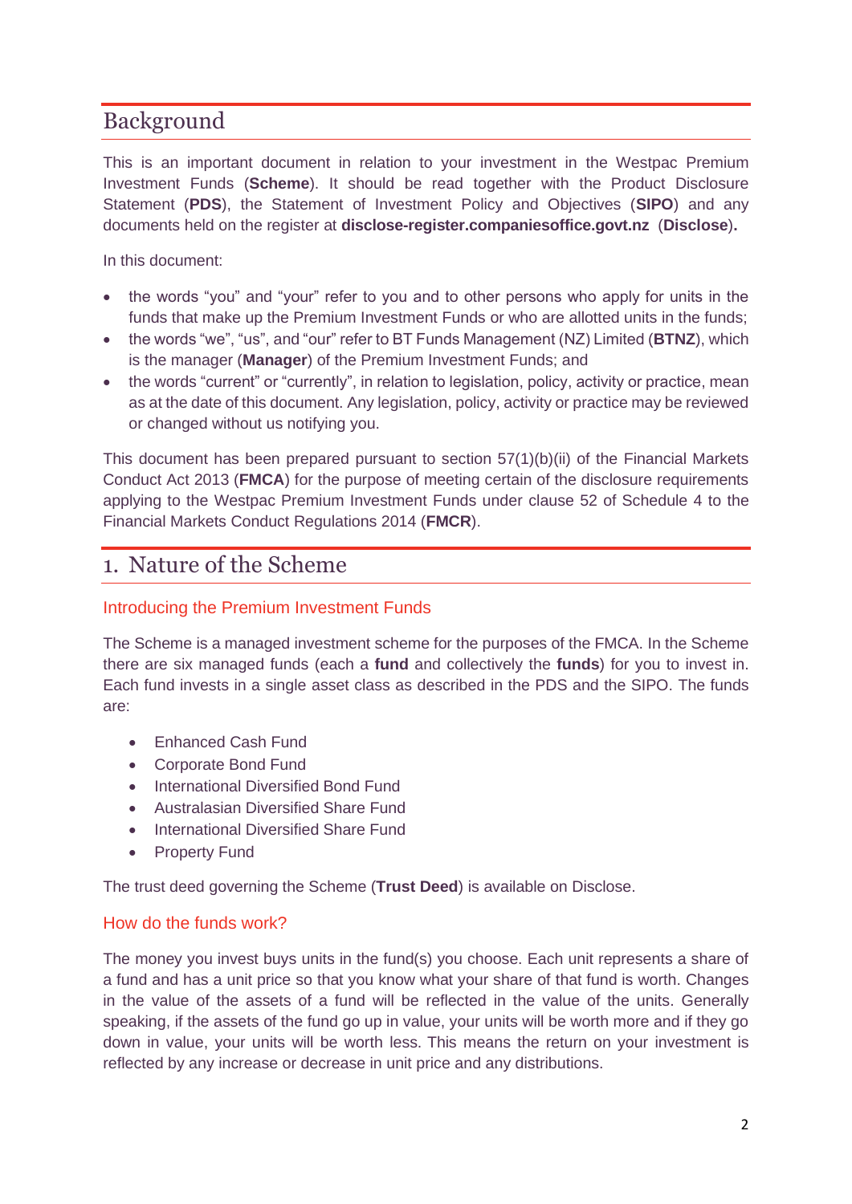# Background

This is an important document in relation to your investment in the Westpac Premium Investment Funds (**Scheme**). It should be read together with the Product Disclosure Statement (**PDS**), the Statement of Investment Policy and Objectives (**SIPO**) and any documents held on the register at **disclose-register.companiesoffice.govt.nz** (**Disclose**)**.**

In this document:

- the words "you" and "your" refer to you and to other persons who apply for units in the funds that make up the Premium Investment Funds or who are allotted units in the funds;
- the words "we", "us", and "our" refer to BT Funds Management (NZ) Limited (**BTNZ**), which is the manager (**Manager**) of the Premium Investment Funds; and
- the words "current" or "currently", in relation to legislation, policy, activity or practice, mean as at the date of this document. Any legislation, policy, activity or practice may be reviewed or changed without us notifying you.

This document has been prepared pursuant to section 57(1)(b)(ii) of the Financial Markets Conduct Act 2013 (**FMCA**) for the purpose of meeting certain of the disclosure requirements applying to the Westpac Premium Investment Funds under clause 52 of Schedule 4 to the Financial Markets Conduct Regulations 2014 (**FMCR**).

# 1. Nature of the Scheme

## Introducing the Premium Investment Funds

The Scheme is a managed investment scheme for the purposes of the FMCA. In the Scheme there are six managed funds (each a **fund** and collectively the **funds**) for you to invest in. Each fund invests in a single asset class as described in the PDS and the SIPO. The funds are:

- Enhanced Cash Fund
- Corporate Bond Fund
- International Diversified Bond Fund
- Australasian Diversified Share Fund
- International Diversified Share Fund
- Property Fund

The trust deed governing the Scheme (**Trust Deed**) is available on Disclose.

## How do the funds work?

The money you invest buys units in the fund(s) you choose. Each unit represents a share of a fund and has a unit price so that you know what your share of that fund is worth. Changes in the value of the assets of a fund will be reflected in the value of the units. Generally speaking, if the assets of the fund go up in value, your units will be worth more and if they go down in value, your units will be worth less. This means the return on your investment is reflected by any increase or decrease in unit price and any distributions.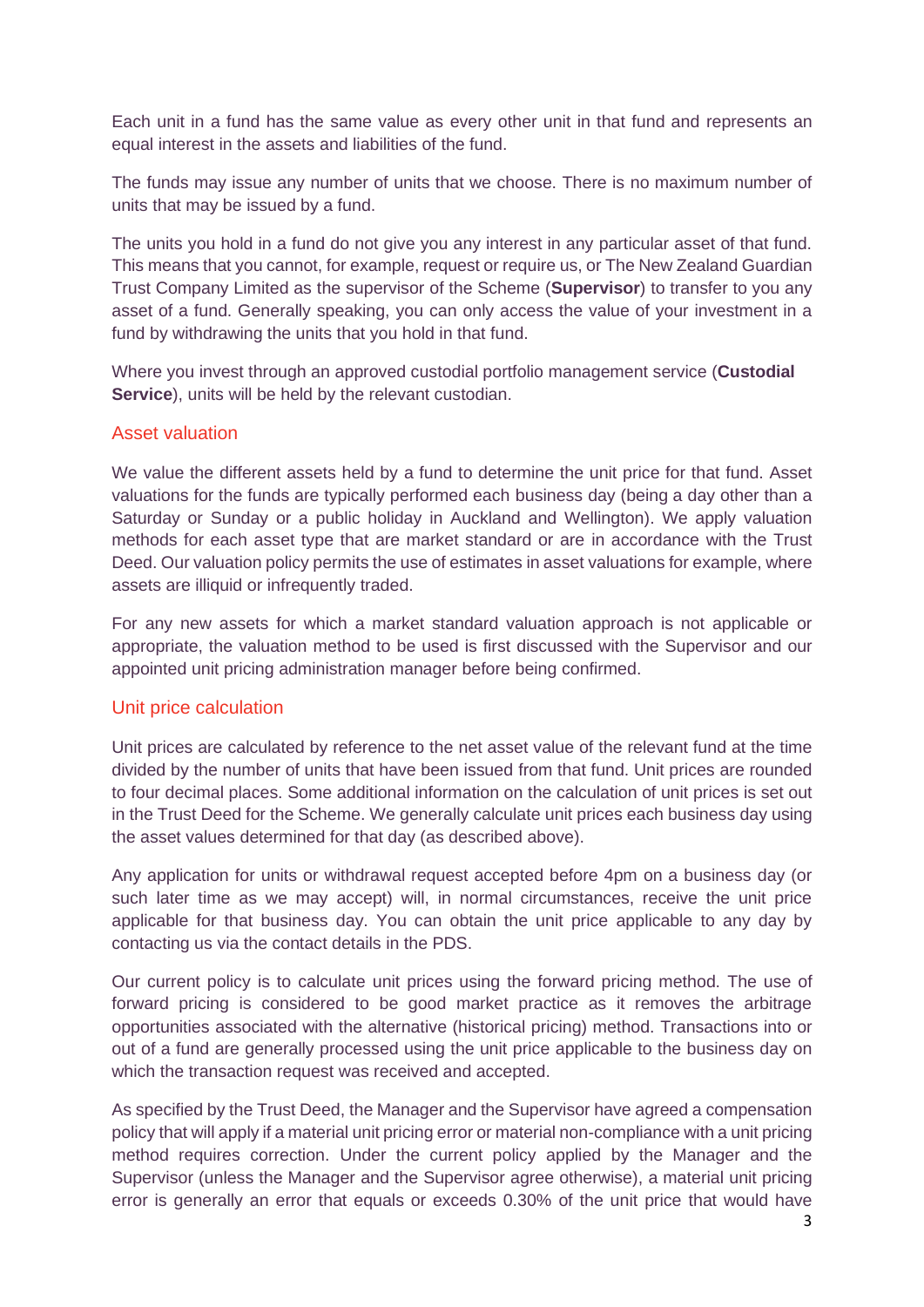Each unit in a fund has the same value as every other unit in that fund and represents an equal interest in the assets and liabilities of the fund.

The funds may issue any number of units that we choose. There is no maximum number of units that may be issued by a fund.

The units you hold in a fund do not give you any interest in any particular asset of that fund. This means that you cannot, for example, request or require us, or The New Zealand Guardian Trust Company Limited as the supervisor of the Scheme (**Supervisor**) to transfer to you any asset of a fund. Generally speaking, you can only access the value of your investment in a fund by withdrawing the units that you hold in that fund.

Where you invest through an approved custodial portfolio management service (**Custodial Service**), units will be held by the relevant custodian.

## Asset valuation

We value the different assets held by a fund to determine the unit price for that fund. Asset valuations for the funds are typically performed each business day (being a day other than a Saturday or Sunday or a public holiday in Auckland and Wellington). We apply valuation methods for each asset type that are market standard or are in accordance with the Trust Deed. Our valuation policy permits the use of estimates in asset valuations for example, where assets are illiquid or infrequently traded.

For any new assets for which a market standard valuation approach is not applicable or appropriate, the valuation method to be used is first discussed with the Supervisor and our appointed unit pricing administration manager before being confirmed.

## Unit price calculation

Unit prices are calculated by reference to the net asset value of the relevant fund at the time divided by the number of units that have been issued from that fund. Unit prices are rounded to four decimal places. Some additional information on the calculation of unit prices is set out in the Trust Deed for the Scheme. We generally calculate unit prices each business day using the asset values determined for that day (as described above).

Any application for units or withdrawal request accepted before 4pm on a business day (or such later time as we may accept) will, in normal circumstances, receive the unit price applicable for that business day. You can obtain the unit price applicable to any day by contacting us via the contact details in the PDS.

Our current policy is to calculate unit prices using the forward pricing method. The use of forward pricing is considered to be good market practice as it removes the arbitrage opportunities associated with the alternative (historical pricing) method. Transactions into or out of a fund are generally processed using the unit price applicable to the business day on which the transaction request was received and accepted.

As specified by the Trust Deed, the Manager and the Supervisor have agreed a compensation policy that will apply if a material unit pricing error or material non-compliance with a unit pricing method requires correction. Under the current policy applied by the Manager and the Supervisor (unless the Manager and the Supervisor agree otherwise), a material unit pricing error is generally an error that equals or exceeds 0.30% of the unit price that would have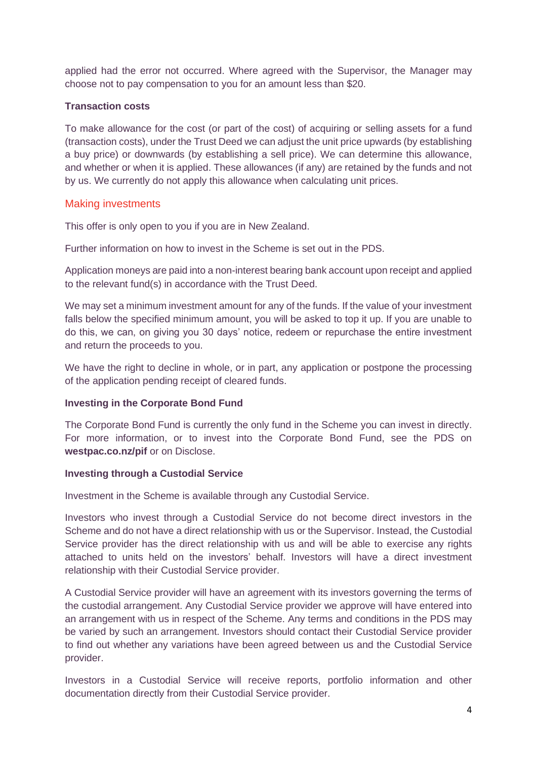applied had the error not occurred. Where agreed with the Supervisor, the Manager may choose not to pay compensation to you for an amount less than $20.

**Transaction costs**

To make allowance for the cost (or part of the cost) of acquiring or selling assets for a fund (transaction costs), under the Trust Deed we can adjust the unit price upwards (by establishing a buy price) or downwards (by establishing a sell price). We can determine this allowance, and whether or when it is applied. These allowances (if any) are retained by the funds and not by us. We currently do not apply this allowance when calculating unit prices.

## Making investments

This offer is only open to you if you are in New Zealand.

Further information on how to invest in the Scheme is set out in the PDS.

Application moneys are paid into a non-interest bearing bank account upon receipt and applied to the relevant fund(s) in accordance with the Trust Deed.

We may set a minimum investment amount for any of the funds. If the value of your investment falls below the specified minimum amount, you will be asked to top it up. If you are unable to do this, we can, on giving you 30 days' notice, redeem or repurchase the entire investment and return the proceeds to you.

We have the right to decline in whole, or in part, any application or postpone the processing of the application pending receipt of cleared funds.

**Investing in the Corporate Bond Fund**

The Corporate Bond Fund is currently the only fund in the Scheme you can invest in directly. For more information, or to invest into the Corporate Bond Fund, see the PDS on **westpac.co.nz/pif** or on Disclose.

**Investing through a Custodial Service**

Investment in the Scheme is available through any Custodial Service.

Investors who invest through a Custodial Service do not become direct investors in the Scheme and do not have a direct relationship with us or the Supervisor. Instead, the Custodial Service provider has the direct relationship with us and will be able to exercise any rights attached to units held on the investors' behalf. Investors will have a direct investment relationship with their Custodial Service provider.

A Custodial Service provider will have an agreement with its investors governing the terms of the custodial arrangement. Any Custodial Service provider we approve will have entered into an arrangement with us in respect of the Scheme. Any terms and conditions in the PDS may be varied by such an arrangement. Investors should contact their Custodial Service provider to find out whether any variations have been agreed between us and the Custodial Service provider.

Investors in a Custodial Service will receive reports, portfolio information and other documentation directly from their Custodial Service provider.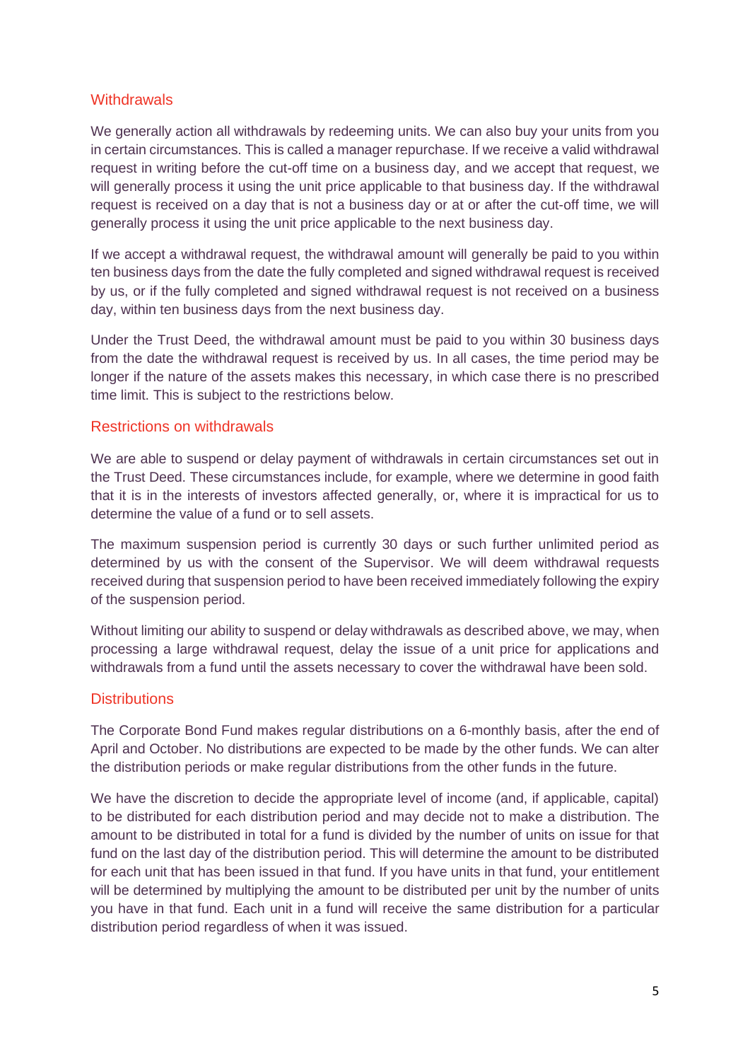## Withdrawals

We generally action all withdrawals by redeeming units. We can also buy your units from you in certain circumstances. This is called a manager repurchase. If we receive a valid withdrawal request in writing before the cut-off time on a business day, and we accept that request, we will generally process it using the unit price applicable to that business day. If the withdrawal request is received on a day that is not a business day or at or after the cut-off time, we will generally process it using the unit price applicable to the next business day.

If we accept a withdrawal request, the withdrawal amount will generally be paid to you within ten business days from the date the fully completed and signed withdrawal request is received by us, or if the fully completed and signed withdrawal request is not received on a business day, within ten business days from the next business day.

Under the Trust Deed, the withdrawal amount must be paid to you within 30 business days from the date the withdrawal request is received by us. In all cases, the time period may be longer if the nature of the assets makes this necessary, in which case there is no prescribed time limit. This is subject to the restrictions below.

## Restrictions on withdrawals

We are able to suspend or delay payment of withdrawals in certain circumstances set out in the Trust Deed. These circumstances include, for example, where we determine in good faith that it is in the interests of investors affected generally, or, where it is impractical for us to determine the value of a fund or to sell assets.

The maximum suspension period is currently 30 days or such further unlimited period as determined by us with the consent of the Supervisor. We will deem withdrawal requests received during that suspension period to have been received immediately following the expiry of the suspension period.

Without limiting our ability to suspend or delay withdrawals as described above, we may, when processing a large withdrawal request, delay the issue of a unit price for applications and withdrawals from a fund until the assets necessary to cover the withdrawal have been sold.

## Distributions

The Corporate Bond Fund makes regular distributions on a 6-monthly basis, after the end of April and October. No distributions are expected to be made by the other funds. We can alter the distribution periods or make regular distributions from the other funds in the future.

We have the discretion to decide the appropriate level of income (and, if applicable, capital) to be distributed for each distribution period and may decide not to make a distribution. The amount to be distributed in total for a fund is divided by the number of units on issue for that fund on the last day of the distribution period. This will determine the amount to be distributed for each unit that has been issued in that fund. If you have units in that fund, your entitlement will be determined by multiplying the amount to be distributed per unit by the number of units you have in that fund. Each unit in a fund will receive the same distribution for a particular distribution period regardless of when it was issued.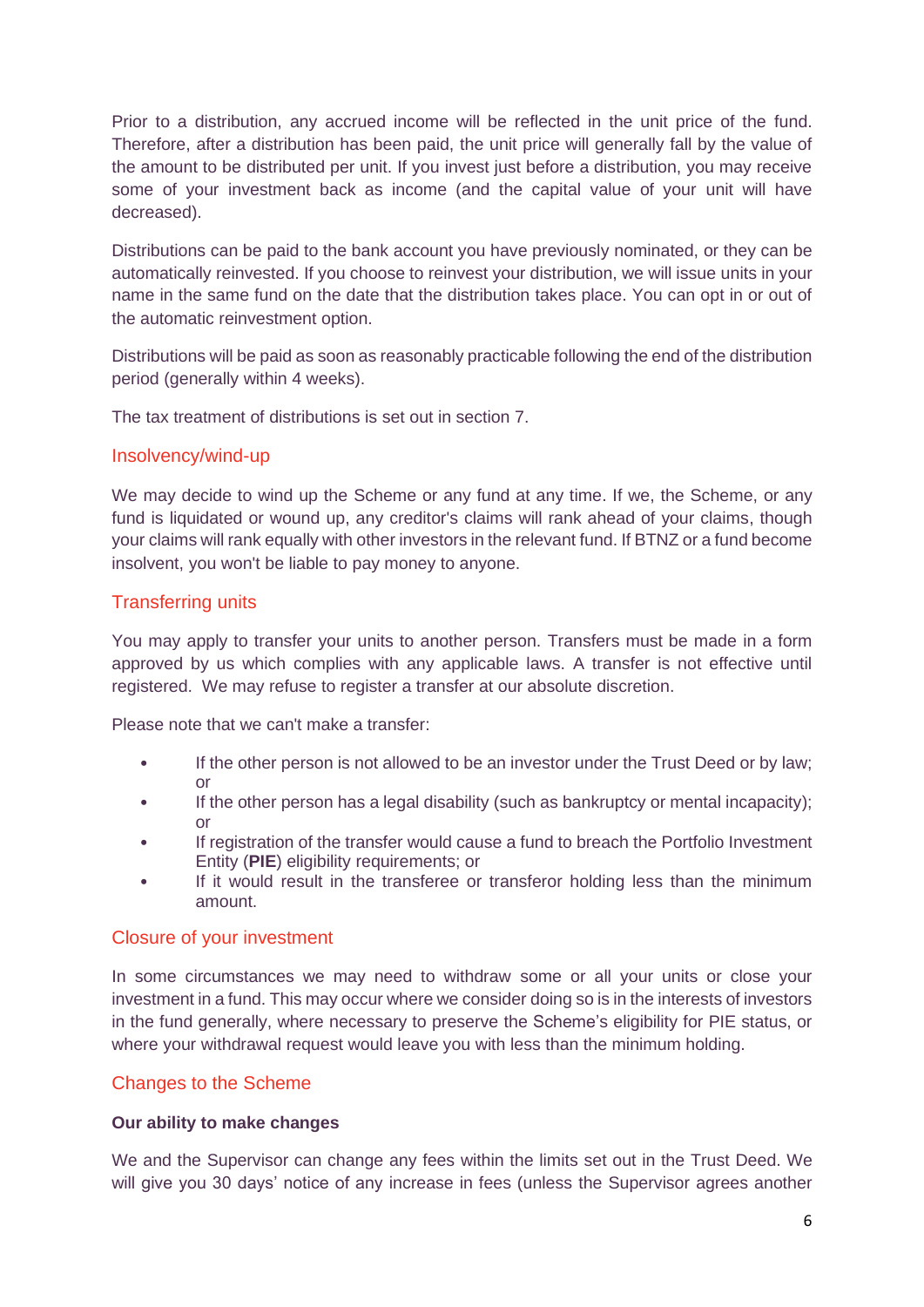Prior to a distribution, any accrued income will be reflected in the unit price of the fund. Therefore, after a distribution has been paid, the unit price will generally fall by the value of the amount to be distributed per unit. If you invest just before a distribution, you may receive some of your investment back as income (and the capital value of your unit will have decreased).

Distributions can be paid to the bank account you have previously nominated, or they can be automatically reinvested. If you choose to reinvest your distribution, we will issue units in your name in the same fund on the date that the distribution takes place. You can opt in or out of the automatic reinvestment option.

Distributions will be paid as soon as reasonably practicable following the end of the distribution period (generally within 4 weeks).

The tax treatment of distributions is set out in section 7.

## Insolvency/wind-up

We may decide to wind up the Scheme or any fund at any time. If we, the Scheme, or any fund is liquidated or wound up, any creditor's claims will rank ahead of your claims, though your claims will rank equally with other investors in the relevant fund. If BTNZ or a fund become insolvent, you won't be liable to pay money to anyone.

## Transferring units

You may apply to transfer your units to another person. Transfers must be made in a form approved by us which complies with any applicable laws. A transfer is not effective until registered. We may refuse to register a transfer at our absolute discretion.

Please note that we can't make a transfer:

- If the other person is not allowed to be an investor under the Trust Deed or by law; or
- If the other person has a legal disability (such as bankruptcy or mental incapacity); or
- If registration of the transfer would cause a fund to breach the Portfolio Investment Entity (**PIE**) eligibility requirements; or
- If it would result in the transferee or transferor holding less than the minimum amount.

## Closure of your investment

In some circumstances we may need to withdraw some or all your units or close your investment in a fund. This may occur where we consider doing so is in the interests of investors in the fund generally, where necessary to preserve the Scheme's eligibility for PIE status, or where your withdrawal request would leave you with less than the minimum holding.

## Changes to the Scheme

### Our ability to make changes

We and the Supervisor can change any fees within the limits set out in the Trust Deed. We will give you 30 days' notice of any increase in fees (unless the Supervisor agrees another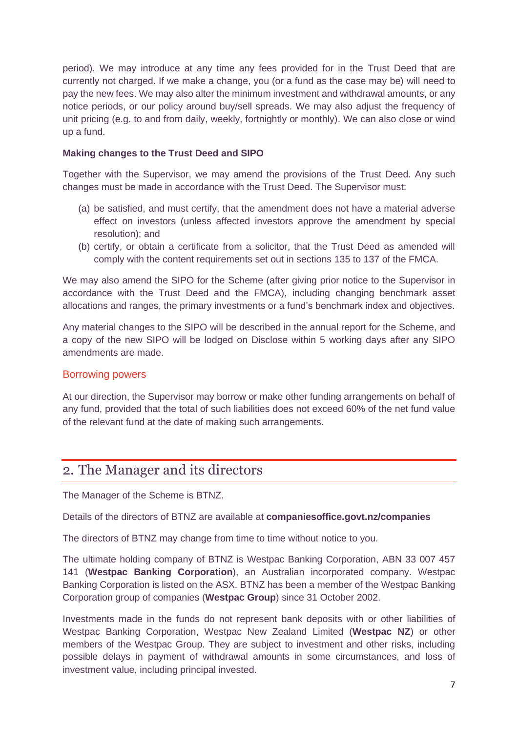period). We may introduce at any time any fees provided for in the Trust Deed that are currently not charged. If we make a change, you (or a fund as the case may be) will need to pay the new fees. We may also alter the minimum investment and withdrawal amounts, or any notice periods, or our policy around buy/sell spreads. We may also adjust the frequency of unit pricing (e.g. to and from daily, weekly, fortnightly or monthly). We can also close or wind up a fund.

**Making changes to the Trust Deed and SIPO**

Together with the Supervisor, we may amend the provisions of the Trust Deed. Any such changes must be made in accordance with the Trust Deed. The Supervisor must:

(a) be satisfied, and must certify, that the amendment does not have a material adverse effect on investors (unless affected investors approve the amendment by special resolution); and

(b) certify, or obtain a certificate from a solicitor, that the Trust Deed as amended will comply with the content requirements set out in sections 135 to 137 of the FMCA.

We may also amend the SIPO for the Scheme (after giving prior notice to the Supervisor in accordance with the Trust Deed and the FMCA), including changing benchmark asset allocations and ranges, the primary investments or a fund's benchmark index and objectives.

Any material changes to the SIPO will be described in the annual report for the Scheme, and a copy of the new SIPO will be lodged on Disclose within 5 working days after any SIPO amendments are made.

### Borrowing powers

At our direction, the Supervisor may borrow or make other funding arrangements on behalf of any fund, provided that the total of such liabilities does not exceed 60% of the net fund value of the relevant fund at the date of making such arrangements.

## 2. The Manager and its directors

The Manager of the Scheme is BTNZ.

Details of the directors of BTNZ are available at **companiesoffice.govt.nz/companies**

The directors of BTNZ may change from time to time without notice to you.

The ultimate holding company of BTNZ is Westpac Banking Corporation, ABN 33 007 457 141 (**Westpac Banking Corporation**), an Australian incorporated company. Westpac Banking Corporation is listed on the ASX. BTNZ has been a member of the Westpac Banking Corporation group of companies (**Westpac Group**) since 31 October 2002.

Investments made in the funds do not represent bank deposits with or other liabilities of Westpac Banking Corporation, Westpac New Zealand Limited (**Westpac NZ**) or other members of the Westpac Group. They are subject to investment and other risks, including possible delays in payment of withdrawal amounts in some circumstances, and loss of investment value, including principal invested.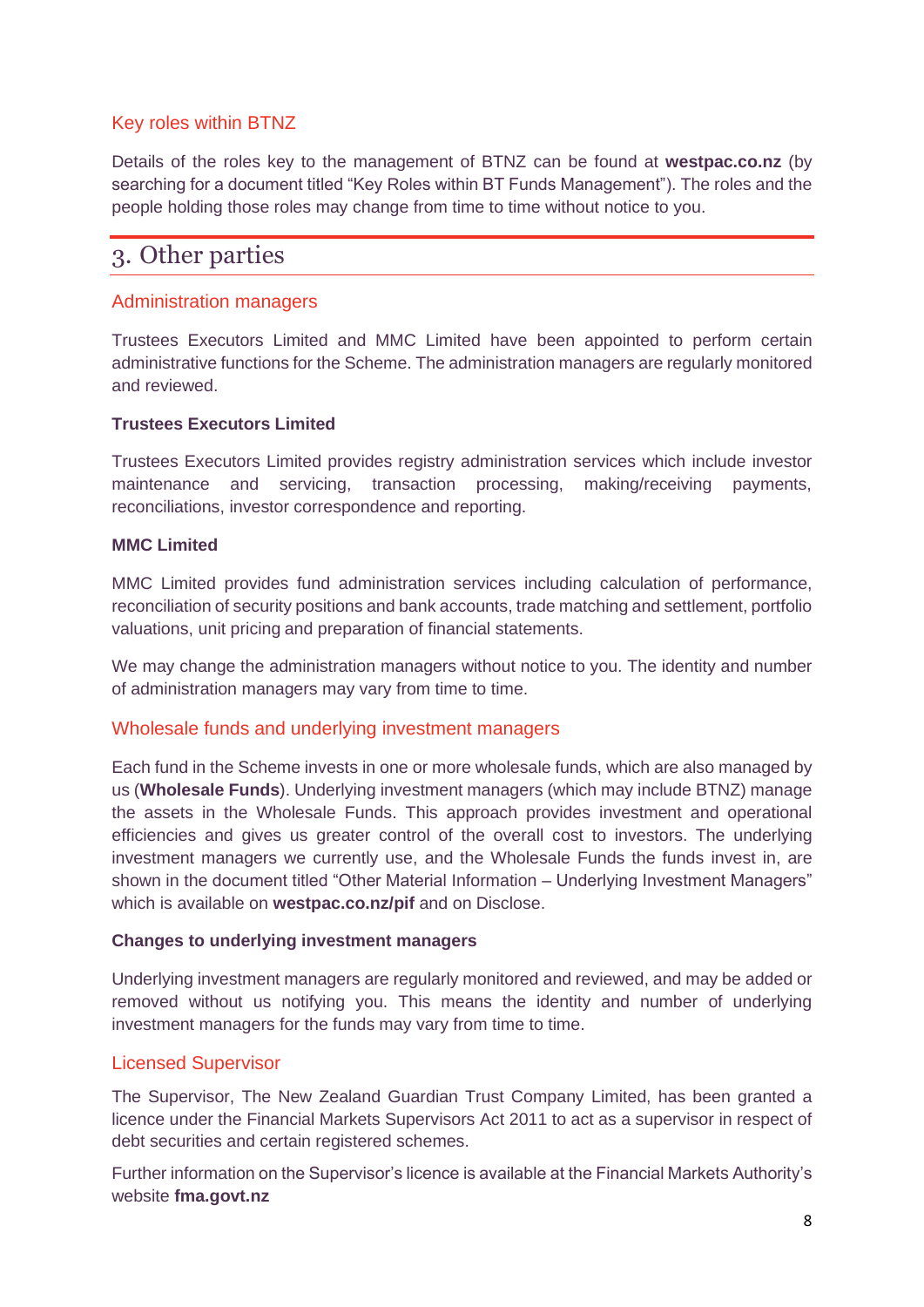### Key roles within BTNZ

Details of the roles key to the management of BTNZ can be found at **westpac.co.nz** (by searching for a document titled "Key Roles within BT Funds Management"). The roles and the people holding those roles may change from time to time without notice to you.

## 3. Other parties

### Administration managers

Trustees Executors Limited and MMC Limited have been appointed to perform certain administrative functions for the Scheme. The administration managers are regularly monitored and reviewed.

**Trustees Executors Limited**

Trustees Executors Limited provides registry administration services which include investor maintenance and servicing, transaction processing, making/receiving payments, reconciliations, investor correspondence and reporting.

**MMC Limited**

MMC Limited provides fund administration services including calculation of performance, reconciliation of security positions and bank accounts, trade matching and settlement, portfolio valuations, unit pricing and preparation of financial statements.

We may change the administration managers without notice to you. The identity and number of administration managers may vary from time to time.

### Wholesale funds and underlying investment managers

Each fund in the Scheme invests in one or more wholesale funds, which are also managed by us (**Wholesale Funds**). Underlying investment managers (which may include BTNZ) manage the assets in the Wholesale Funds. This approach provides investment and operational efficiencies and gives us greater control of the overall cost to investors. The underlying investment managers we currently use, and the Wholesale Funds the funds invest in, are shown in the document titled "Other Material Information – Underlying Investment Managers" which is available on **westpac.co.nz/pif** and on Disclose.

**Changes to underlying investment managers**

Underlying investment managers are regularly monitored and reviewed, and may be added or removed without us notifying you. This means the identity and number of underlying investment managers for the funds may vary from time to time.

### Licensed Supervisor

The Supervisor, The New Zealand Guardian Trust Company Limited, has been granted a licence under the Financial Markets Supervisors Act 2011 to act as a supervisor in respect of debt securities and certain registered schemes.

Further information on the Supervisor's licence is available at the Financial Markets Authority's website **fma.govt.nz**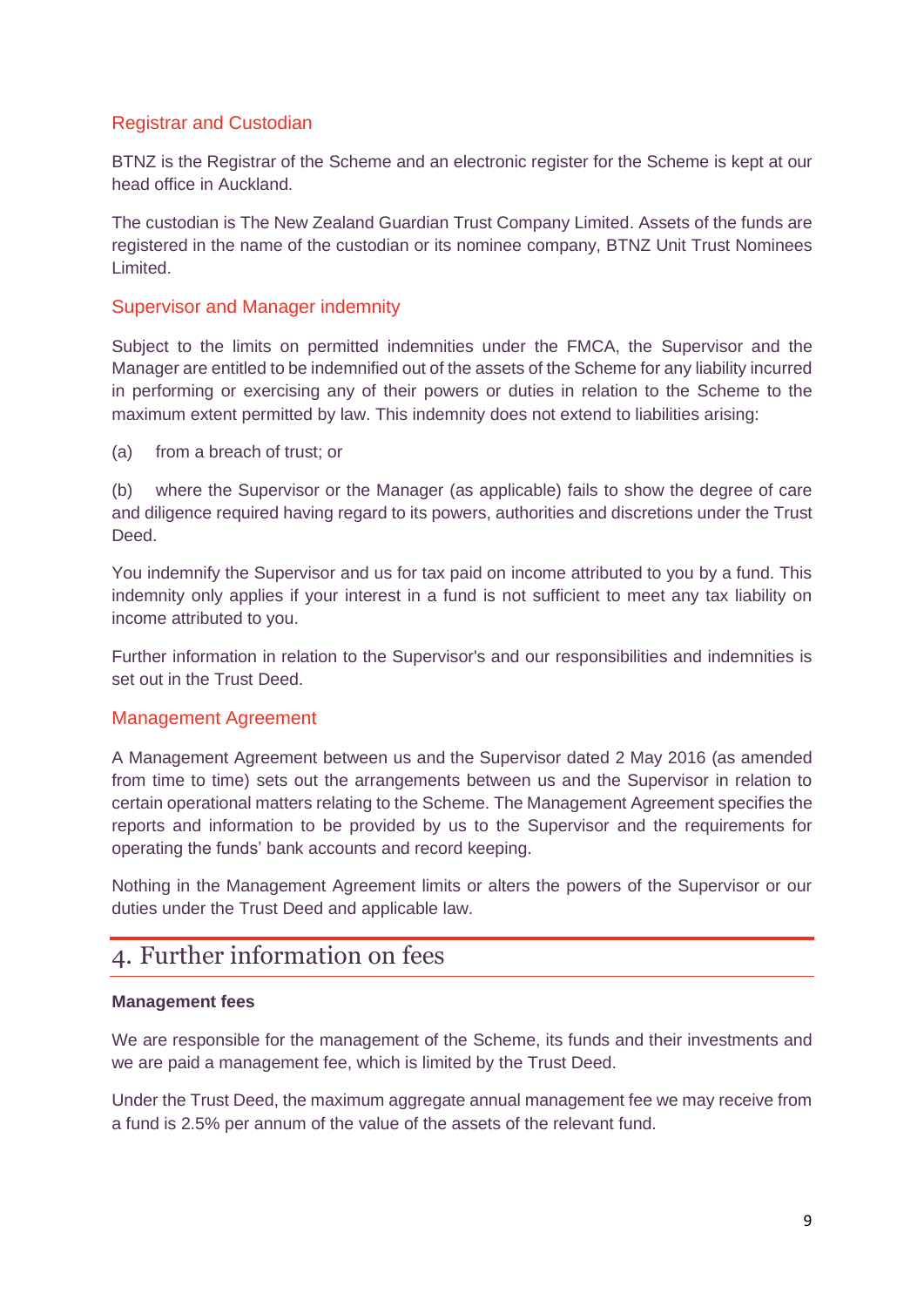### Registrar and Custodian

BTNZ is the Registrar of the Scheme and an electronic register for the Scheme is kept at our head office in Auckland.

The custodian is The New Zealand Guardian Trust Company Limited. Assets of the funds are registered in the name of the custodian or its nominee company, BTNZ Unit Trust Nominees Limited.

### Supervisor and Manager indemnity

Subject to the limits on permitted indemnities under the FMCA, the Supervisor and the Manager are entitled to be indemnified out of the assets of the Scheme for any liability incurred in performing or exercising any of their powers or duties in relation to the Scheme to the maximum extent permitted by law. This indemnity does not extend to liabilities arising:

(a) from a breach of trust; or

(b) where the Supervisor or the Manager (as applicable) fails to show the degree of care and diligence required having regard to its powers, authorities and discretions under the Trust Deed.

You indemnify the Supervisor and us for tax paid on income attributed to you by a fund. This indemnity only applies if your interest in a fund is not sufficient to meet any tax liability on income attributed to you.

Further information in relation to the Supervisor's and our responsibilities and indemnities is set out in the Trust Deed.

### Management Agreement

A Management Agreement between us and the Supervisor dated 2 May 2016 (as amended from time to time) sets out the arrangements between us and the Supervisor in relation to certain operational matters relating to the Scheme. The Management Agreement specifies the reports and information to be provided by us to the Supervisor and the requirements for operating the funds' bank accounts and record keeping.

Nothing in the Management Agreement limits or alters the powers of the Supervisor or our duties under the Trust Deed and applicable law.

## 4. Further information on fees

**Management fees**

We are responsible for the management of the Scheme, its funds and their investments and we are paid a management fee, which is limited by the Trust Deed.

Under the Trust Deed, the maximum aggregate annual management fee we may receive from a fund is 2.5% per annum of the value of the assets of the relevant fund.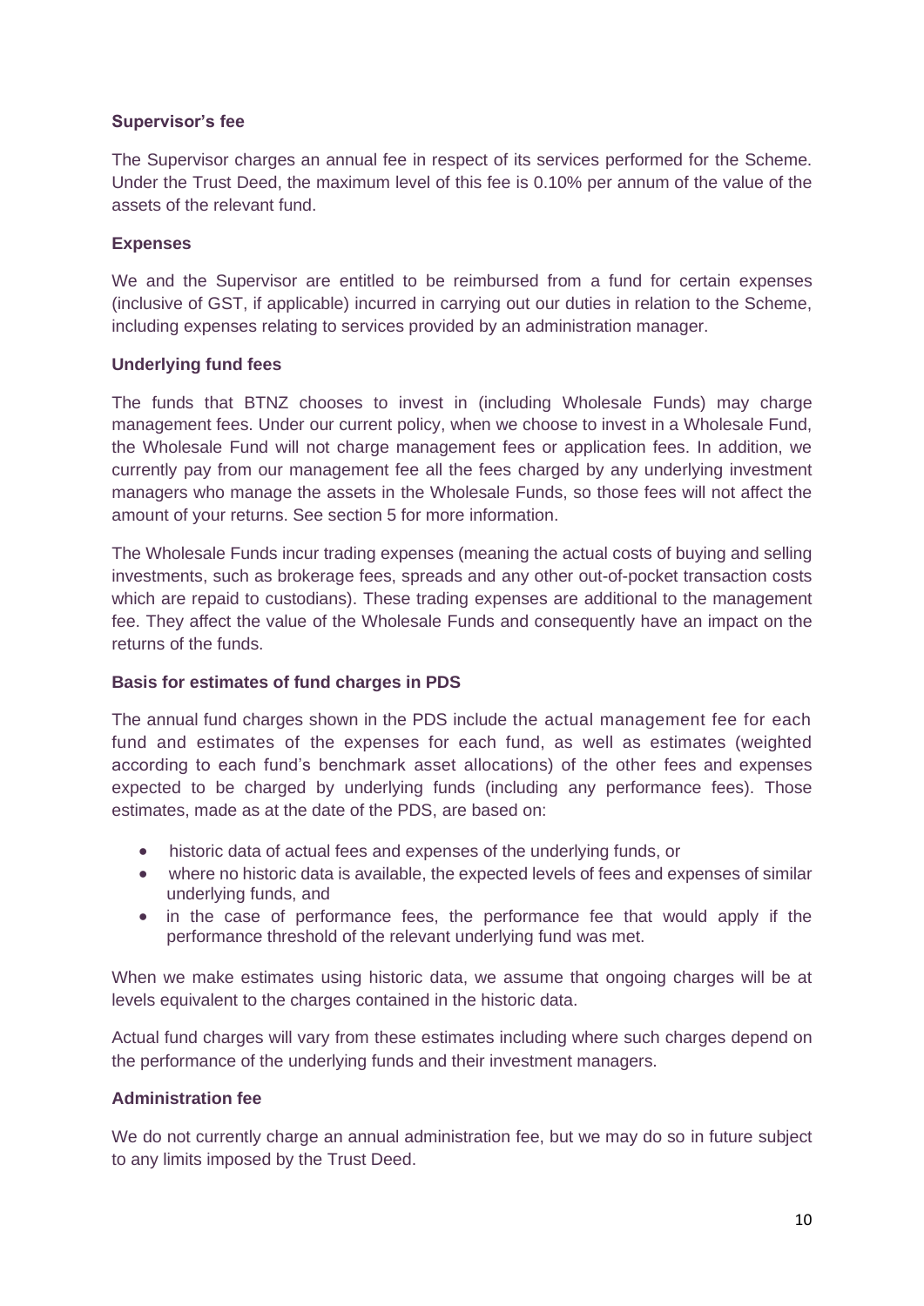### Supervisor's fee

The Supervisor charges an annual fee in respect of its services performed for the Scheme. Under the Trust Deed, the maximum level of this fee is 0.10% per annum of the value of the assets of the relevant fund.

### Expenses

We and the Supervisor are entitled to be reimbursed from a fund for certain expenses (inclusive of GST, if applicable) incurred in carrying out our duties in relation to the Scheme, including expenses relating to services provided by an administration manager.

### Underlying fund fees

The funds that BTNZ chooses to invest in (including Wholesale Funds) may charge management fees. Under our current policy, when we choose to invest in a Wholesale Fund, the Wholesale Fund will not charge management fees or application fees. In addition, we currently pay from our management fee all the fees charged by any underlying investment managers who manage the assets in the Wholesale Funds, so those fees will not affect the amount of your returns. See section 5 for more information.

The Wholesale Funds incur trading expenses (meaning the actual costs of buying and selling investments, such as brokerage fees, spreads and any other out-of-pocket transaction costs which are repaid to custodians). These trading expenses are additional to the management fee. They affect the value of the Wholesale Funds and consequently have an impact on the returns of the funds.

### Basis for estimates of fund charges in PDS

The annual fund charges shown in the PDS include the actual management fee for each fund and estimates of the expenses for each fund, as well as estimates (weighted according to each fund's benchmark asset allocations) of the other fees and expenses expected to be charged by underlying funds (including any performance fees). Those estimates, made as at the date of the PDS, are based on:

- historic data of actual fees and expenses of the underlying funds, or
- where no historic data is available, the expected levels of fees and expenses of similar underlying funds, and
- in the case of performance fees, the performance fee that would apply if the performance threshold of the relevant underlying fund was met.

When we make estimates using historic data, we assume that ongoing charges will be at levels equivalent to the charges contained in the historic data.

Actual fund charges will vary from these estimates including where such charges depend on the performance of the underlying funds and their investment managers.

### Administration fee

We do not currently charge an annual administration fee, but we may do so in future subject to any limits imposed by the Trust Deed.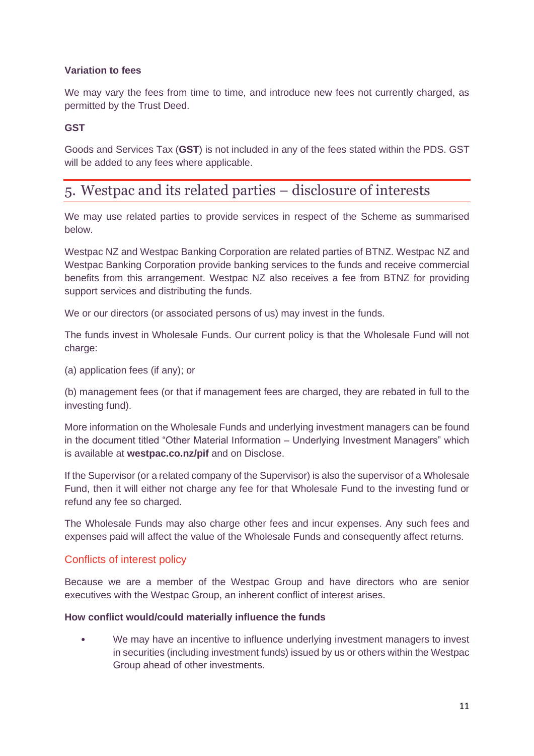**Variation to fees**

We may vary the fees from time to time, and introduce new fees not currently charged, as permitted by the Trust Deed.

**GST**

Goods and Services Tax (**GST**) is not included in any of the fees stated within the PDS. GST will be added to any fees where applicable.

# 5. Westpac and its related parties – disclosure of interests

We may use related parties to provide services in respect of the Scheme as summarised below.

Westpac NZ and Westpac Banking Corporation are related parties of BTNZ. Westpac NZ and Westpac Banking Corporation provide banking services to the funds and receive commercial benefits from this arrangement. Westpac NZ also receives a fee from BTNZ for providing support services and distributing the funds.

We or our directors (or associated persons of us) may invest in the funds.

The funds invest in Wholesale Funds. Our current policy is that the Wholesale Fund will not charge:

(a) application fees (if any); or

(b) management fees (or that if management fees are charged, they are rebated in full to the investing fund).

More information on the Wholesale Funds and underlying investment managers can be found in the document titled "Other Material Information – Underlying Investment Managers" which is available at **westpac.co.nz/pif** and on Disclose.

If the Supervisor (or a related company of the Supervisor) is also the supervisor of a Wholesale Fund, then it will either not charge any fee for that Wholesale Fund to the investing fund or refund any fee so charged.

The Wholesale Funds may also charge other fees and incur expenses. Any such fees and expenses paid will affect the value of the Wholesale Funds and consequently affect returns.

## Conflicts of interest policy

Because we are a member of the Westpac Group and have directors who are senior executives with the Westpac Group, an inherent conflict of interest arises.

**How conflict would/could materially influence the funds**

- We may have an incentive to influence underlying investment managers to invest in securities (including investment funds) issued by us or others within the Westpac Group ahead of other investments.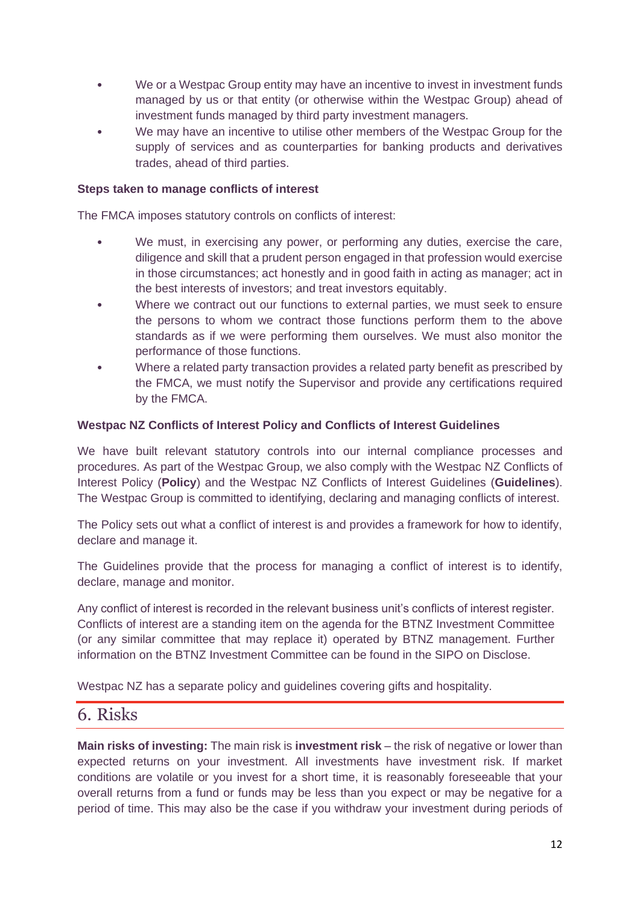- We or a Westpac Group entity may have an incentive to invest in investment funds managed by us or that entity (or otherwise within the Westpac Group) ahead of investment funds managed by third party investment managers.
- We may have an incentive to utilise other members of the Westpac Group for the supply of services and as counterparties for banking products and derivatives trades, ahead of third parties.

**Steps taken to manage conflicts of interest**

The FMCA imposes statutory controls on conflicts of interest:

- We must, in exercising any power, or performing any duties, exercise the care, diligence and skill that a prudent person engaged in that profession would exercise in those circumstances; act honestly and in good faith in acting as manager; act in the best interests of investors; and treat investors equitably.
- Where we contract out our functions to external parties, we must seek to ensure the persons to whom we contract those functions perform them to the above standards as if we were performing them ourselves. We must also monitor the performance of those functions.
- Where a related party transaction provides a related party benefit as prescribed by the FMCA, we must notify the Supervisor and provide any certifications required by the FMCA.

**Westpac NZ Conflicts of Interest Policy and Conflicts of Interest Guidelines**

We have built relevant statutory controls into our internal compliance processes and procedures. As part of the Westpac Group, we also comply with the Westpac NZ Conflicts of Interest Policy (**Policy**) and the Westpac NZ Conflicts of Interest Guidelines (**Guidelines**). The Westpac Group is committed to identifying, declaring and managing conflicts of interest.

The Policy sets out what a conflict of interest is and provides a framework for how to identify, declare and manage it.

The Guidelines provide that the process for managing a conflict of interest is to identify, declare, manage and monitor.

Any conflict of interest is recorded in the relevant business unit's conflicts of interest register. Conflicts of interest are a standing item on the agenda for the BTNZ Investment Committee (or any similar committee that may replace it) operated by BTNZ management. Further information on the BTNZ Investment Committee can be found in the SIPO on Disclose.

Westpac NZ has a separate policy and guidelines covering gifts and hospitality.

## 6. Risks

**Main risks of investing:** The main risk is **investment risk** – the risk of negative or lower than expected returns on your investment. All investments have investment risk. If market conditions are volatile or you invest for a short time, it is reasonably foreseeable that your overall returns from a fund or funds may be less than you expect or may be negative for a period of time. This may also be the case if you withdraw your investment during periods of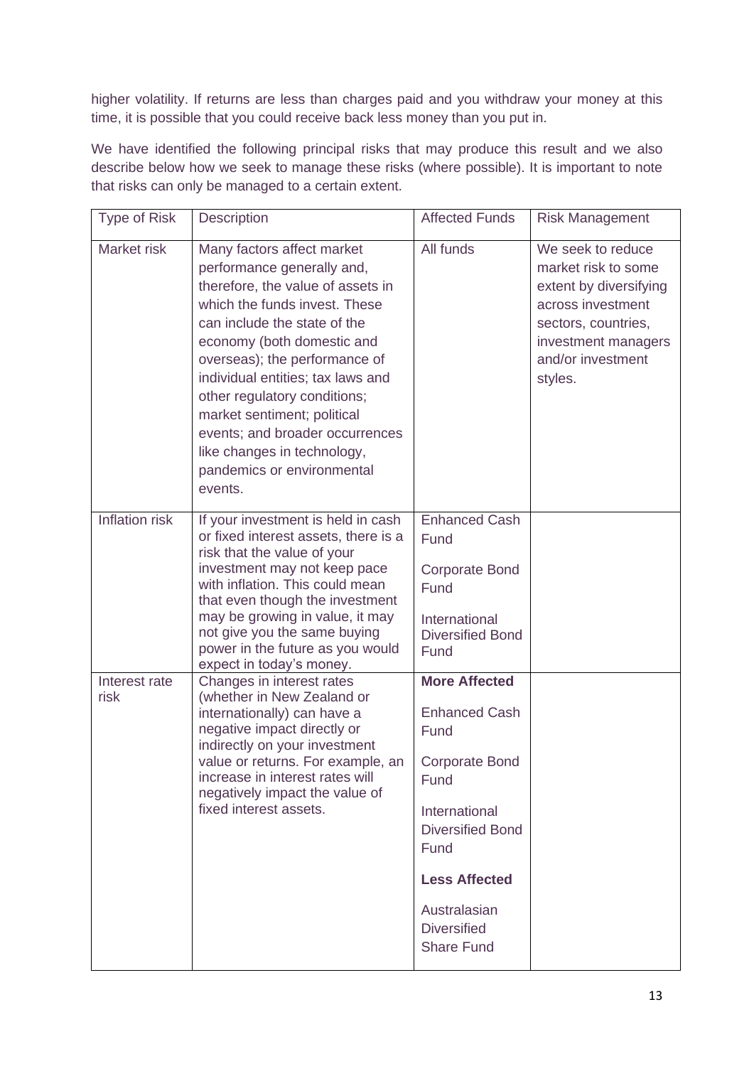higher volatility. If returns are less than charges paid and you withdraw your money at this time, it is possible that you could receive back less money than you put in.

We have identified the following principal risks that may produce this result and we also describe below how we seek to manage these risks (where possible). It is important to note that risks can only be managed to a certain extent.

| Type of Risk | Description | Affected Funds | Risk Management |
|---|---|---|---|
| Market risk | Many factors affect market performance generally and, therefore, the value of assets in which the funds invest. These can include the state of the economy (both domestic and overseas); the performance of individual entities; tax laws and other regulatory conditions; market sentiment; political events; and broader occurrences like changes in technology, pandemics or environmental events. | All funds | We seek to reduce market risk to some extent by diversifying across investment sectors, countries, investment managers and/or investment styles. |
| Inflation risk | If your investment is held in cash or fixed interest assets, there is a risk that the value of your investment may not keep pace with inflation. This could mean that even though the investment may be growing in value, it may not give you the same buying power in the future as you would expect in today's money. | Enhanced Cash Fund<br><br>Corporate Bond Fund<br><br>International Diversified Bond Fund | |
| Interest rate risk | Changes in interest rates (whether in New Zealand or internationally) can have a negative impact directly or indirectly on your investment value or returns. For example, an increase in interest rates will negatively impact the value of fixed interest assets. | **More Affected**<br><br>Enhanced Cash Fund<br><br>Corporate Bond Fund<br><br>International Diversified Bond Fund<br><br>**Less Affected**<br><br>Australasian Diversified Share Fund | |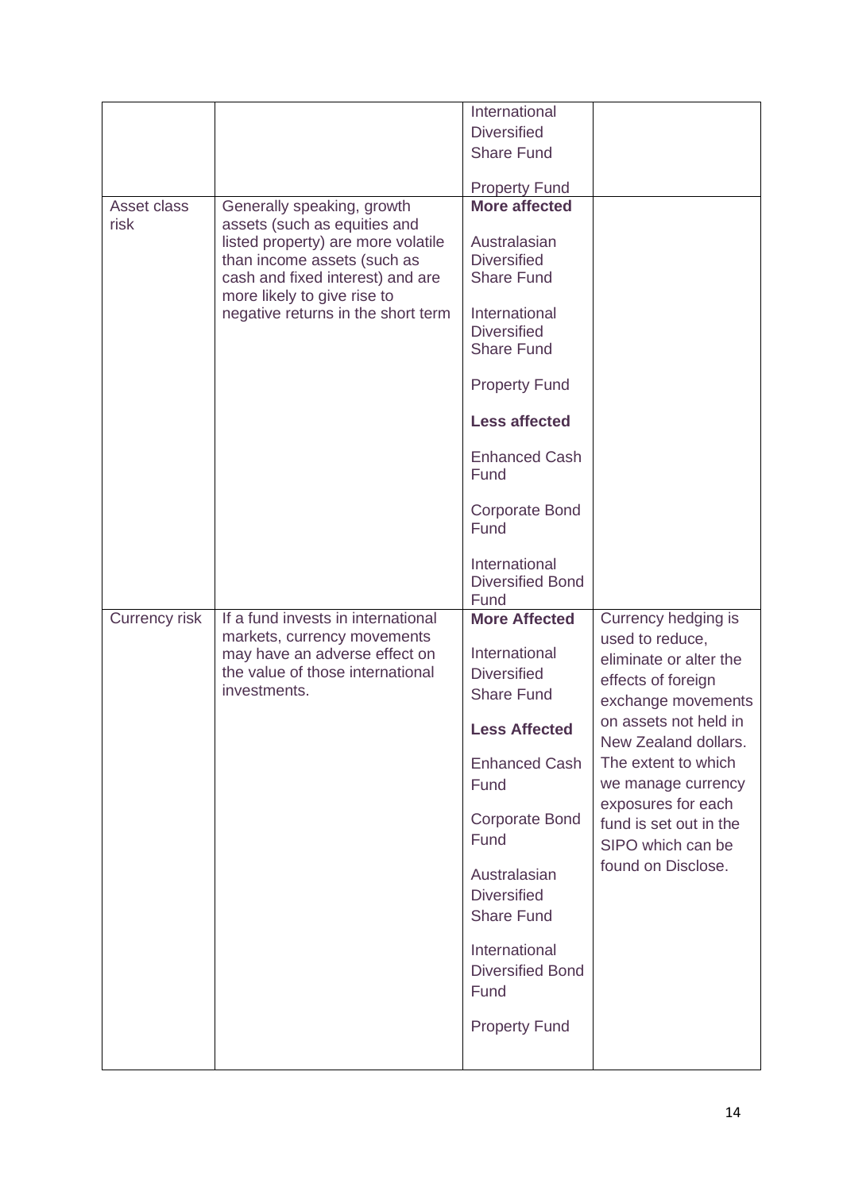|  |  |  |  |
|---|---|---|---|
|  |  | International Diversified Share Fund<br><br>Property Fund |  |
| Asset class risk | Generally speaking, growth assets (such as equities and listed property) are more volatile than income assets (such as cash and fixed interest) and are more likely to give rise to negative returns in the short term | **More affected**<br><br>Australasian Diversified Share Fund<br><br>International Diversified Share Fund<br><br>Property Fund<br><br>**Less affected**<br><br>Enhanced Cash Fund<br><br>Corporate Bond Fund<br><br>International Diversified Bond Fund |  |
| Currency risk | If a fund invests in international markets, currency movements may have an adverse effect on the value of those international investments. | **More Affected**<br><br>International Diversified Share Fund<br><br>**Less Affected**<br><br>Enhanced Cash Fund<br><br>Corporate Bond Fund<br><br>Australasian Diversified Share Fund<br><br>International Diversified Bond Fund<br><br>Property Fund | Currency hedging is used to reduce, eliminate or alter the effects of foreign exchange movements on assets not held in New Zealand dollars. The extent to which we manage currency exposures for each fund is set out in the SIPO which can be found on Disclose. |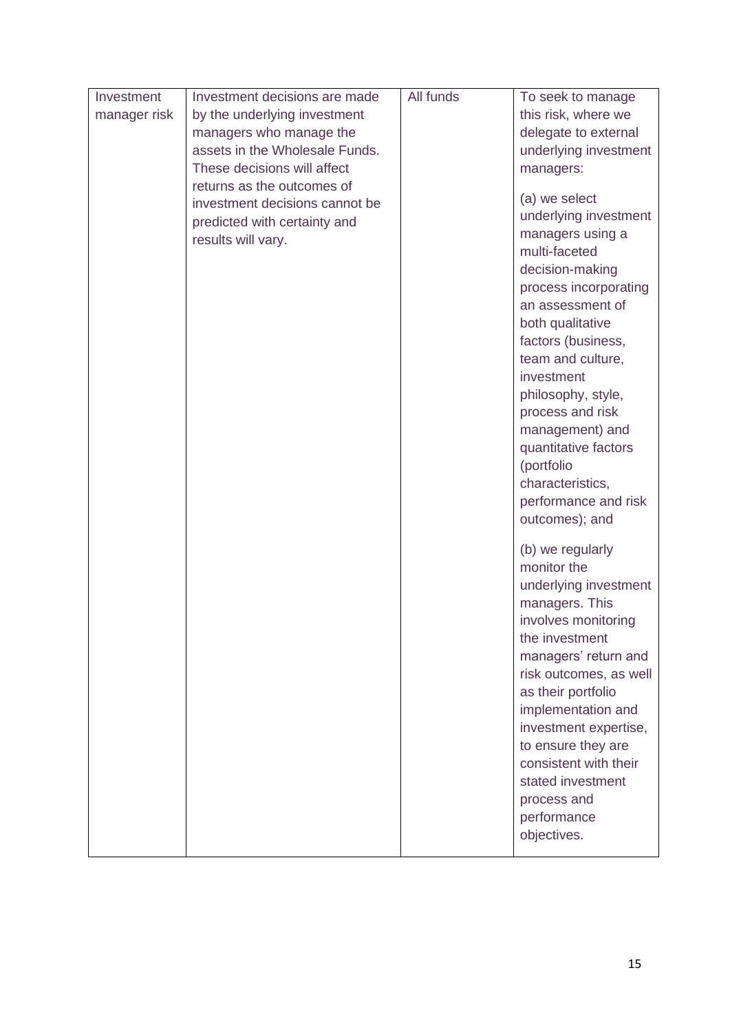| Investment manager risk | Investment decisions are made by the underlying investment managers who manage the assets in the Wholesale Funds. These decisions will affect returns as the outcomes of investment decisions cannot be predicted with certainty and results will vary. | All funds | To seek to manage this risk, where we delegate to external underlying investment managers:<br><br>(a) we select underlying investment managers using a multi-faceted decision-making process incorporating an assessment of both qualitative factors (business, team and culture, investment philosophy, style, process and risk management) and quantitative factors (portfolio characteristics, performance and risk outcomes); and<br><br>(b) we regularly monitor the underlying investment managers. This involves monitoring the investment managers' return and risk outcomes, as well as their portfolio implementation and investment expertise, to ensure they are consistent with their stated investment process and performance objectives. |
|---|---|---|---|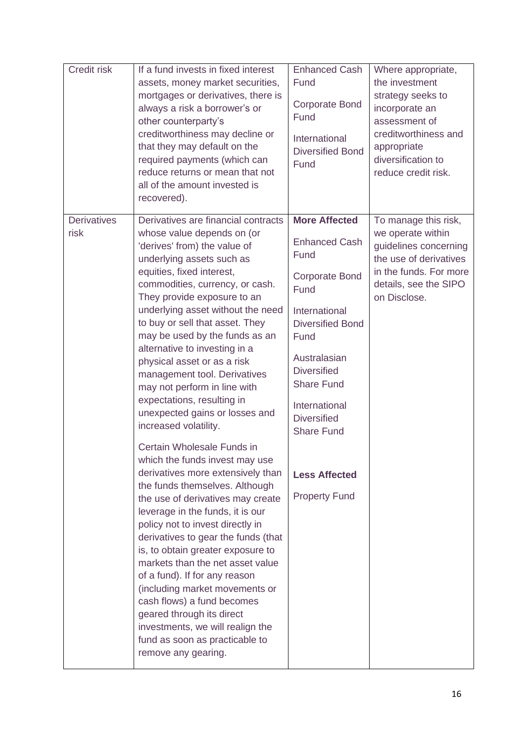| | | | |
|---|---|---|---|
| Credit risk | If a fund invests in fixed interest assets, money market securities, mortgages or derivatives, there is always a risk a borrower's or other counterparty's creditworthiness may decline or that they may default on the required payments (which can reduce returns or mean that not all of the amount invested is recovered). | Enhanced Cash Fund<br><br>Corporate Bond Fund<br><br>International Diversified Bond Fund | Where appropriate, the investment strategy seeks to incorporate an assessment of creditworthiness and appropriate diversification to reduce credit risk. |
| Derivatives risk | Derivatives are financial contracts whose value depends on (or 'derives' from) the value of underlying assets such as equities, fixed interest, commodities, currency, or cash. They provide exposure to an underlying asset without the need to buy or sell that asset. They may be used by the funds as an alternative to investing in a physical asset or as a risk management tool. Derivatives may not perform in line with expectations, resulting in unexpected gains or losses and increased volatility.<br><br>Certain Wholesale Funds in which the funds invest may use derivatives more extensively than the funds themselves. Although the use of derivatives may create leverage in the funds, it is our policy not to invest directly in derivatives to gear the funds (that is, to obtain greater exposure to markets than the net asset value of a fund). If for any reason (including market movements or cash flows) a fund becomes geared through its direct investments, we will realign the fund as soon as practicable to remove any gearing. | **More Affected**<br><br>Enhanced Cash Fund<br><br>Corporate Bond Fund<br><br>International Diversified Bond Fund<br><br>Australasian Diversified Share Fund<br><br>International Diversified Share Fund<br><br>**Less Affected**<br><br>Property Fund | To manage this risk, we operate within guidelines concerning the use of derivatives in the funds. For more details, see the SIPO on Disclose. |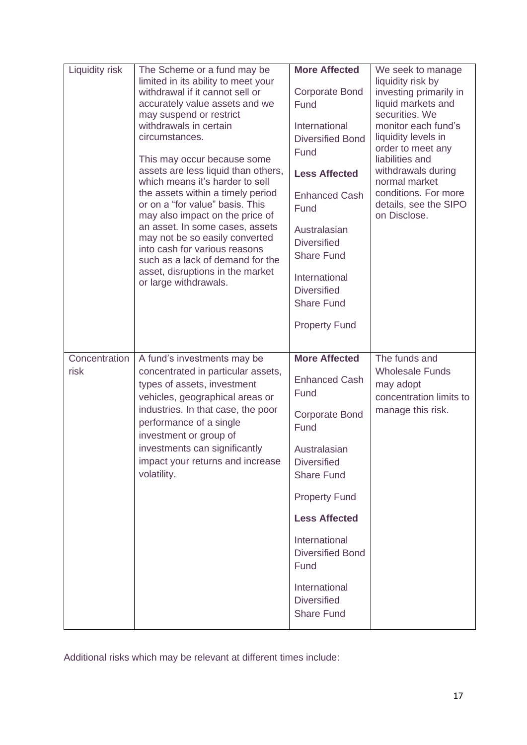| | | | |
|---|---|---|---|
| Liquidity risk | The Scheme or a fund may be limited in its ability to meet your withdrawal if it cannot sell or accurately value assets and we may suspend or restrict withdrawals in certain circumstances.<br><br>This may occur because some assets are less liquid than others, which means it's harder to sell the assets within a timely period or on a "for value" basis. This may also impact on the price of an asset. In some cases, assets may not be so easily converted into cash for various reasons such as a lack of demand for the asset, disruptions in the market or large withdrawals. | **More Affected**<br><br>Corporate Bond Fund<br><br>International Diversified Bond Fund<br><br>**Less Affected**<br><br>Enhanced Cash Fund<br><br>Australasian Diversified Share Fund<br><br>International Diversified Share Fund<br><br>Property Fund | We seek to manage liquidity risk by investing primarily in liquid markets and securities. We monitor each fund's liquidity levels in order to meet any liabilities and withdrawals during normal market conditions. For more details, see the SIPO on Disclose. |
| Concentration risk | A fund's investments may be concentrated in particular assets, types of assets, investment vehicles, geographical areas or industries. In that case, the poor performance of a single investment or group of investments can significantly impact your returns and increase volatility. | **More Affected**<br><br>Enhanced Cash Fund<br><br>Corporate Bond Fund<br><br>Australasian Diversified Share Fund<br><br>Property Fund<br><br>**Less Affected**<br><br>International Diversified Bond Fund<br><br>International Diversified Share Fund | The funds and Wholesale Funds may adopt concentration limits to manage this risk. |

Additional risks which may be relevant at different times include: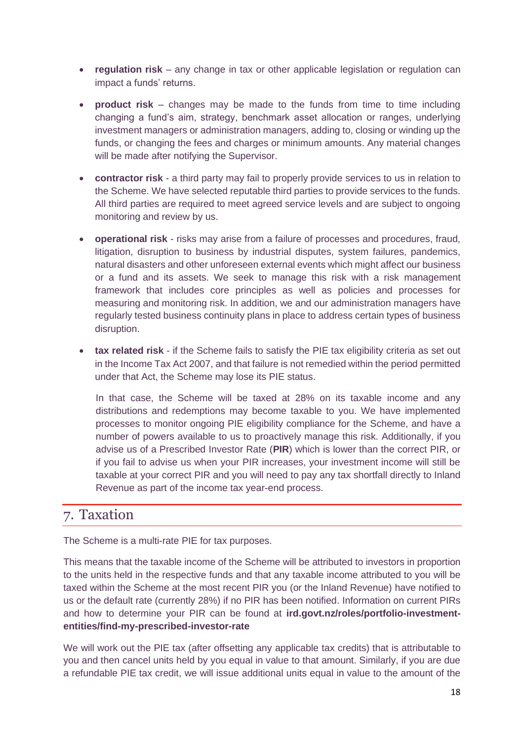- **regulation risk** – any change in tax or other applicable legislation or regulation can impact a funds' returns.
- **product risk** – changes may be made to the funds from time to time including changing a fund's aim, strategy, benchmark asset allocation or ranges, underlying investment managers or administration managers, adding to, closing or winding up the funds, or changing the fees and charges or minimum amounts. Any material changes will be made after notifying the Supervisor.
- **contractor risk** - a third party may fail to properly provide services to us in relation to the Scheme. We have selected reputable third parties to provide services to the funds. All third parties are required to meet agreed service levels and are subject to ongoing monitoring and review by us.
- **operational risk** - risks may arise from a failure of processes and procedures, fraud, litigation, disruption to business by industrial disputes, system failures, pandemics, natural disasters and other unforeseen external events which might affect our business or a fund and its assets. We seek to manage this risk with a risk management framework that includes core principles as well as policies and processes for measuring and monitoring risk. In addition, we and our administration managers have regularly tested business continuity plans in place to address certain types of business disruption.
- **tax related risk** - if the Scheme fails to satisfy the PIE tax eligibility criteria as set out in the Income Tax Act 2007, and that failure is not remedied within the period permitted under that Act, the Scheme may lose its PIE status.

  In that case, the Scheme will be taxed at 28% on its taxable income and any distributions and redemptions may become taxable to you. We have implemented processes to monitor ongoing PIE eligibility compliance for the Scheme, and have a number of powers available to us to proactively manage this risk. Additionally, if you advise us of a Prescribed Investor Rate (**PIR**) which is lower than the correct PIR, or if you fail to advise us when your PIR increases, your investment income will still be taxable at your correct PIR and you will need to pay any tax shortfall directly to Inland Revenue as part of the income tax year-end process.

## 7. Taxation

The Scheme is a multi-rate PIE for tax purposes.

This means that the taxable income of the Scheme will be attributed to investors in proportion to the units held in the respective funds and that any taxable income attributed to you will be taxed within the Scheme at the most recent PIR you (or the Inland Revenue) have notified to us or the default rate (currently 28%) if no PIR has been notified. Information on current PIRs and how to determine your PIR can be found at **ird.govt.nz/roles/portfolio-investment-entities/find-my-prescribed-investor-rate**

We will work out the PIE tax (after offsetting any applicable tax credits) that is attributable to you and then cancel units held by you equal in value to that amount. Similarly, if you are due a refundable PIE tax credit, we will issue additional units equal in value to the amount of the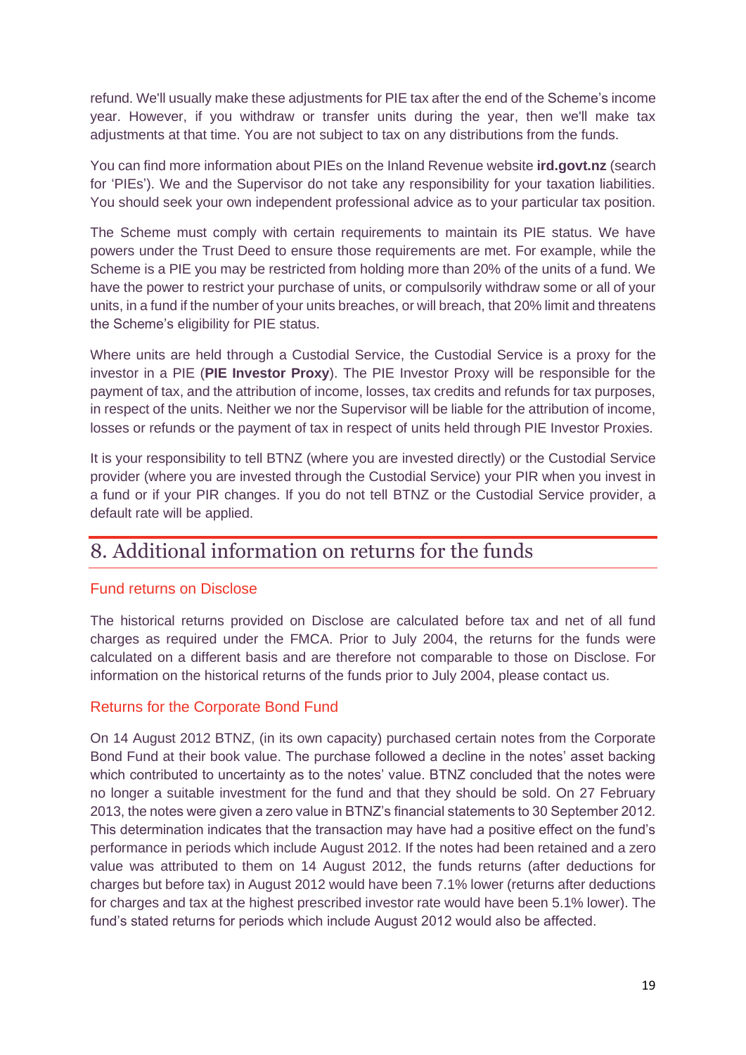refund. We'll usually make these adjustments for PIE tax after the end of the Scheme's income year. However, if you withdraw or transfer units during the year, then we'll make tax adjustments at that time. You are not subject to tax on any distributions from the funds.

You can find more information about PIEs on the Inland Revenue website **ird.govt.nz** (search for 'PIEs'). We and the Supervisor do not take any responsibility for your taxation liabilities. You should seek your own independent professional advice as to your particular tax position.

The Scheme must comply with certain requirements to maintain its PIE status. We have powers under the Trust Deed to ensure those requirements are met. For example, while the Scheme is a PIE you may be restricted from holding more than 20% of the units of a fund. We have the power to restrict your purchase of units, or compulsorily withdraw some or all of your units, in a fund if the number of your units breaches, or will breach, that 20% limit and threatens the Scheme's eligibility for PIE status.

Where units are held through a Custodial Service, the Custodial Service is a proxy for the investor in a PIE (**PIE Investor Proxy**). The PIE Investor Proxy will be responsible for the payment of tax, and the attribution of income, losses, tax credits and refunds for tax purposes, in respect of the units. Neither we nor the Supervisor will be liable for the attribution of income, losses or refunds or the payment of tax in respect of units held through PIE Investor Proxies.

It is your responsibility to tell BTNZ (where you are invested directly) or the Custodial Service provider (where you are invested through the Custodial Service) your PIR when you invest in a fund or if your PIR changes. If you do not tell BTNZ or the Custodial Service provider, a default rate will be applied.

# 8. Additional information on returns for the funds

## Fund returns on Disclose

The historical returns provided on Disclose are calculated before tax and net of all fund charges as required under the FMCA. Prior to July 2004, the returns for the funds were calculated on a different basis and are therefore not comparable to those on Disclose. For information on the historical returns of the funds prior to July 2004, please contact us.

## Returns for the Corporate Bond Fund

On 14 August 2012 BTNZ, (in its own capacity) purchased certain notes from the Corporate Bond Fund at their book value. The purchase followed a decline in the notes' asset backing which contributed to uncertainty as to the notes' value. BTNZ concluded that the notes were no longer a suitable investment for the fund and that they should be sold. On 27 February 2013, the notes were given a zero value in BTNZ's financial statements to 30 September 2012. This determination indicates that the transaction may have had a positive effect on the fund's performance in periods which include August 2012. If the notes had been retained and a zero value was attributed to them on 14 August 2012, the funds returns (after deductions for charges but before tax) in August 2012 would have been 7.1% lower (returns after deductions for charges and tax at the highest prescribed investor rate would have been 5.1% lower). The fund's stated returns for periods which include August 2012 would also be affected.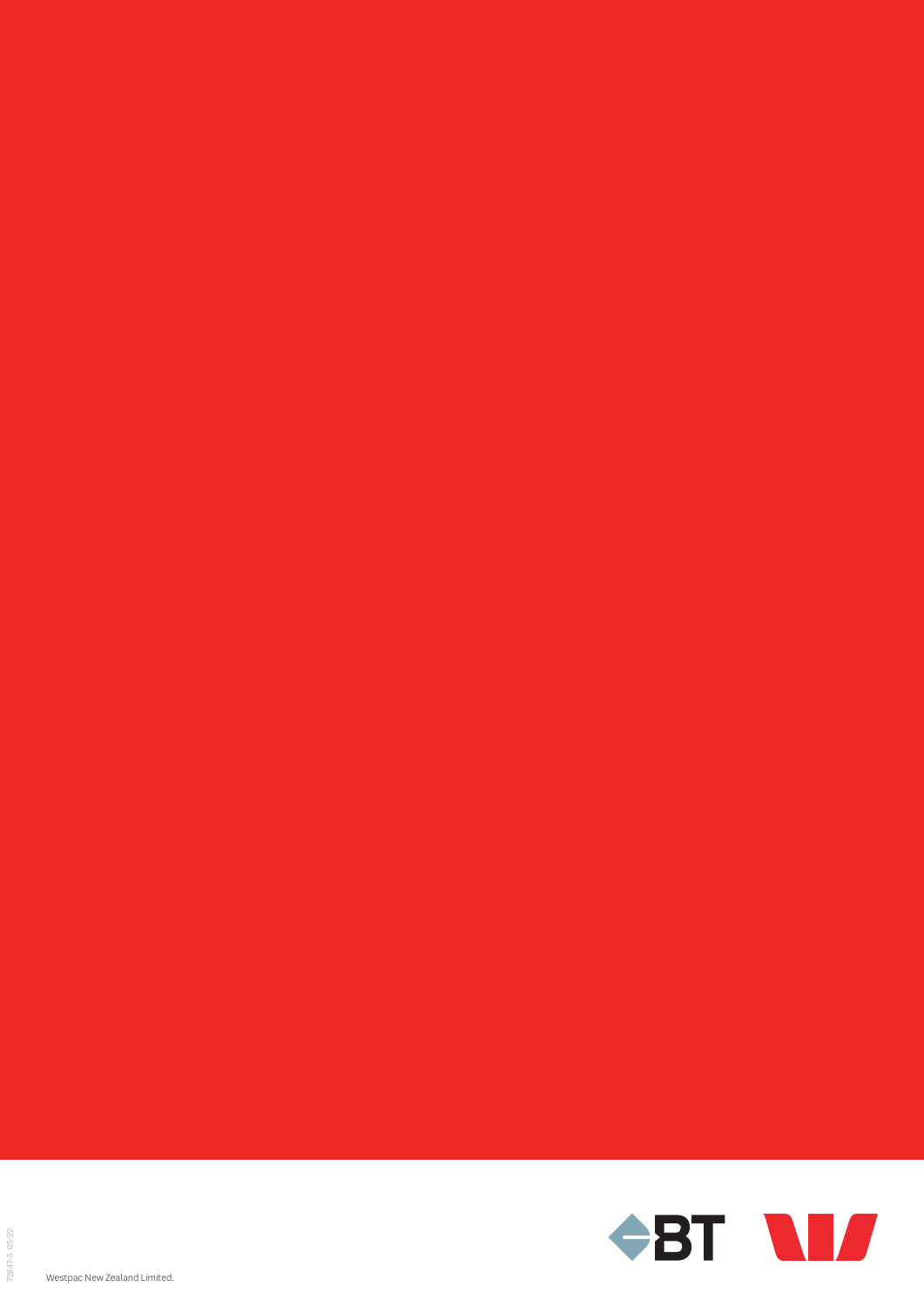Westpac New Zealand Limited.